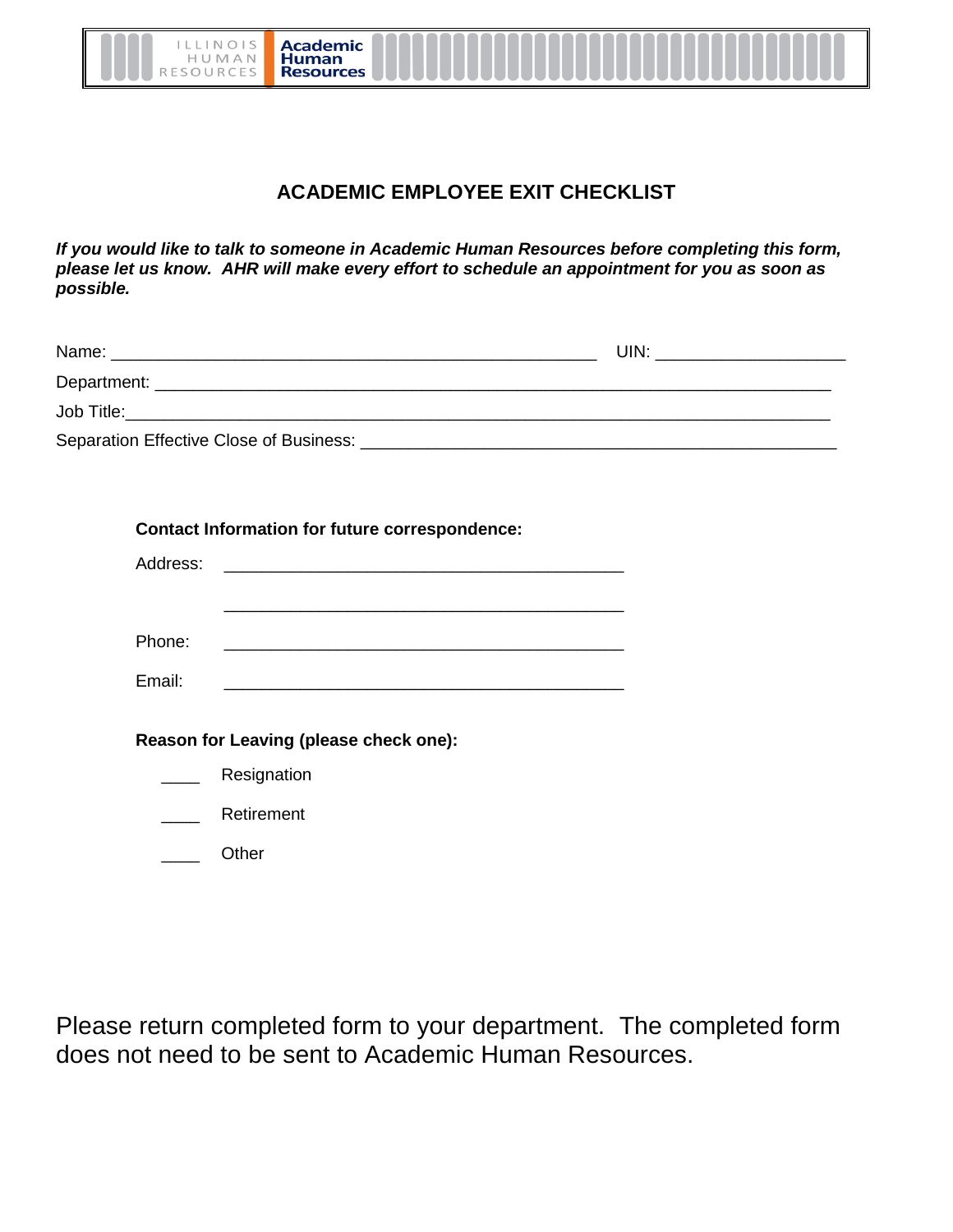# ACADEMIC EMPLOYEE EXIT CHECKLIST

***If you would like to talk to someone in Academic Human Resources before completing this form, please let us know. AHR will make every effort to schedule an appointment for you as soon as possible.***

Name: ______________________________________________________ UIN: _____________________

Department: ___________________________________________________________________________

Job Title:______________________________________________________________________________

Separation Effective Close of Business: ____________________________________________________

**Contact Information for future correspondence:**

Address: _____________________________________________

_____________________________________________

Phone: _____________________________________________

Email: _____________________________________________

**Reason for Leaving (please check one):**

____ Resignation

____ Retirement

____ Other

Please return completed form to your department. The completed form does not need to be sent to Academic Human Resources.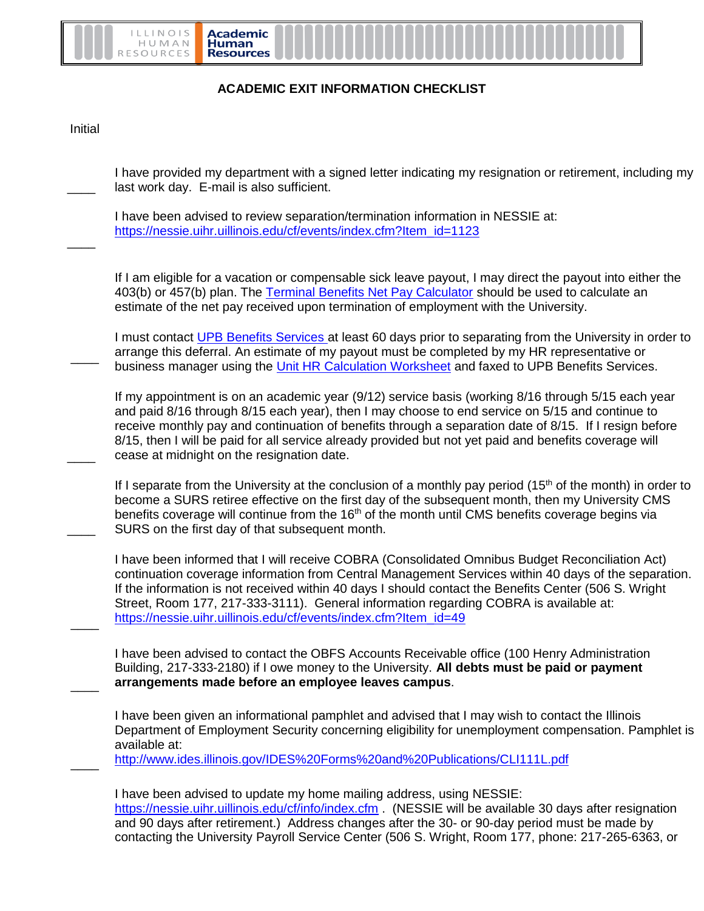# ACADEMIC EXIT INFORMATION CHECKLIST

Initial

____ I have provided my department with a signed letter indicating my resignation or retirement, including my last work day. E-mail is also sufficient.

____ I have been advised to review separation/termination information in NESSIE at: https://nessie.uihr.uillinois.edu/cf/events/index.cfm?Item_id=1123

If I am eligible for a vacation or compensable sick leave payout, I may direct the payout into either the 403(b) or 457(b) plan. The Terminal Benefits Net Pay Calculator should be used to calculate an estimate of the net pay received upon termination of employment with the University.

____ I must contact UPB Benefits Services at least 60 days prior to separating from the University in order to arrange this deferral. An estimate of my payout must be completed by my HR representative or business manager using the Unit HR Calculation Worksheet and faxed to UPB Benefits Services.

____ If my appointment is on an academic year (9/12) service basis (working 8/16 through 5/15 each year and paid 8/16 through 8/15 each year), then I may choose to end service on 5/15 and continue to receive monthly pay and continuation of benefits through a separation date of 8/15. If I resign before 8/15, then I will be paid for all service already provided but not yet paid and benefits coverage will cease at midnight on the resignation date.

____ If I separate from the University at the conclusion of a monthly pay period (15th of the month) in order to become a SURS retiree effective on the first day of the subsequent month, then my University CMS benefits coverage will continue from the 16th of the month until CMS benefits coverage begins via SURS on the first day of that subsequent month.

____ I have been informed that I will receive COBRA (Consolidated Omnibus Budget Reconciliation Act) continuation coverage information from Central Management Services within 40 days of the separation. If the information is not received within 40 days I should contact the Benefits Center (506 S. Wright Street, Room 177, 217-333-3111). General information regarding COBRA is available at: https://nessie.uihr.uillinois.edu/cf/events/index.cfm?Item_id=49

____ I have been advised to contact the OBFS Accounts Receivable office (100 Henry Administration Building, 217-333-2180) if I owe money to the University. **All debts must be paid or payment arrangements made before an employee leaves campus**.

____ I have been given an informational pamphlet and advised that I may wish to contact the Illinois Department of Employment Security concerning eligibility for unemployment compensation. Pamphlet is available at: http://www.ides.illinois.gov/IDES%20Forms%20and%20Publications/CLI111L.pdf

I have been advised to update my home mailing address, using NESSIE: https://nessie.uihr.uillinois.edu/cf/info/index.cfm . (NESSIE will be available 30 days after resignation and 90 days after retirement.) Address changes after the 30- or 90-day period must be made by contacting the University Payroll Service Center (506 S. Wright, Room 177, phone: 217-265-6363, or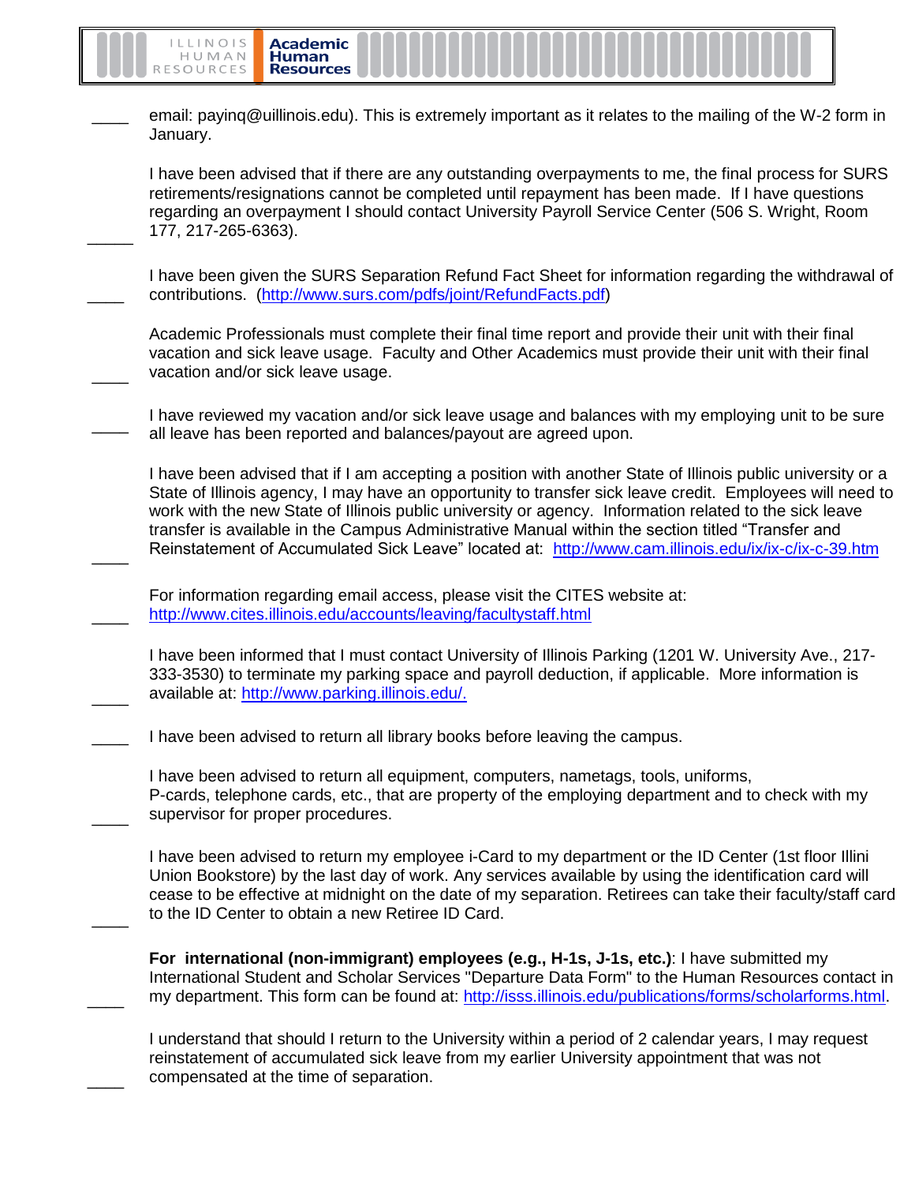____ email: payinq@uillinois.edu). This is extremely important as it relates to the mailing of the W-2 form in January.

_____ I have been advised that if there are any outstanding overpayments to me, the final process for SURS retirements/resignations cannot be completed until repayment has been made. If I have questions regarding an overpayment I should contact University Payroll Service Center (506 S. Wright, Room 177, 217-265-6363).

____ I have been given the SURS Separation Refund Fact Sheet for information regarding the withdrawal of contributions. (http://www.surs.com/pdfs/joint/RefundFacts.pdf)

____ Academic Professionals must complete their final time report and provide their unit with their final vacation and sick leave usage. Faculty and Other Academics must provide their unit with their final vacation and/or sick leave usage.

____ I have reviewed my vacation and/or sick leave usage and balances with my employing unit to be sure all leave has been reported and balances/payout are agreed upon.

____ I have been advised that if I am accepting a position with another State of Illinois public university or a State of Illinois agency, I may have an opportunity to transfer sick leave credit. Employees will need to work with the new State of Illinois public university or agency. Information related to the sick leave transfer is available in the Campus Administrative Manual within the section titled "Transfer and Reinstatement of Accumulated Sick Leave" located at: http://www.cam.illinois.edu/ix/ix-c/ix-c-39.htm

____ For information regarding email access, please visit the CITES website at: http://www.cites.illinois.edu/accounts/leaving/facultystaff.html

____ I have been informed that I must contact University of Illinois Parking (1201 W. University Ave., 217-333-3530) to terminate my parking space and payroll deduction, if applicable. More information is available at: http://www.parking.illinois.edu/.

____ I have been advised to return all library books before leaving the campus.

____ I have been advised to return all equipment, computers, nametags, tools, uniforms, P-cards, telephone cards, etc., that are property of the employing department and to check with my supervisor for proper procedures.

____ I have been advised to return my employee i-Card to my department or the ID Center (1st floor Illini Union Bookstore) by the last day of work. Any services available by using the identification card will cease to be effective at midnight on the date of my separation. Retirees can take their faculty/staff card to the ID Center to obtain a new Retiree ID Card.

____ **For international (non-immigrant) employees (e.g., H-1s, J-1s, etc.)**: I have submitted my International Student and Scholar Services "Departure Data Form" to the Human Resources contact in my department. This form can be found at: http://isss.illinois.edu/publications/forms/scholarforms.html.

____ I understand that should I return to the University within a period of 2 calendar years, I may request reinstatement of accumulated sick leave from my earlier University appointment that was not compensated at the time of separation.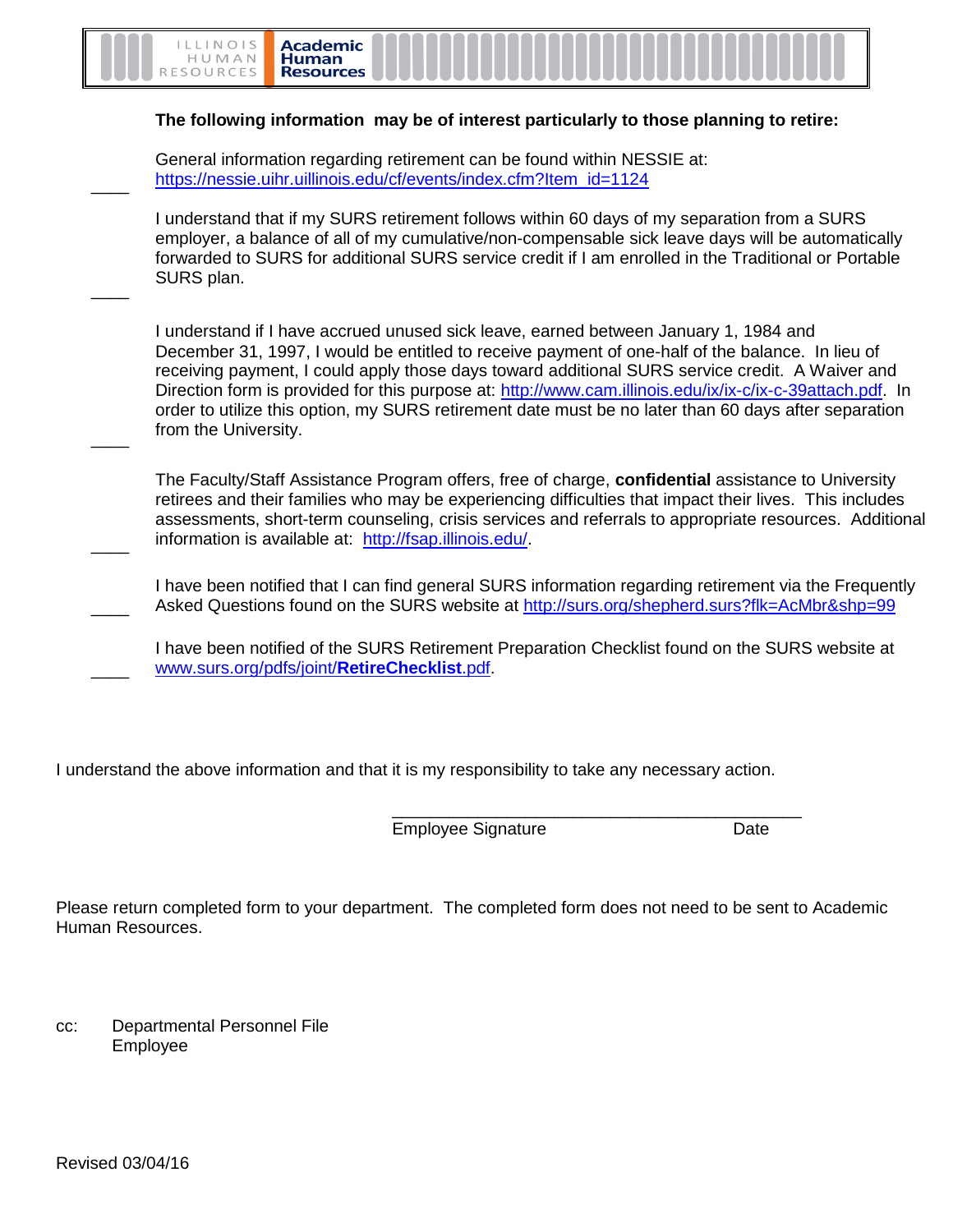**The following information may be of interest particularly to those planning to retire:**

____ General information regarding retirement can be found within NESSIE at: https://nessie.uihr.uillinois.edu/cf/events/index.cfm?Item_id=1124

____ I understand that if my SURS retirement follows within 60 days of my separation from a SURS employer, a balance of all of my cumulative/non-compensable sick leave days will be automatically forwarded to SURS for additional SURS service credit if I am enrolled in the Traditional or Portable SURS plan.

____ I understand if I have accrued unused sick leave, earned between January 1, 1984 and December 31, 1997, I would be entitled to receive payment of one-half of the balance. In lieu of receiving payment, I could apply those days toward additional SURS service credit. A Waiver and Direction form is provided for this purpose at: http://www.cam.illinois.edu/ix/ix-c/ix-c-39attach.pdf. In order to utilize this option, my SURS retirement date must be no later than 60 days after separation from the University.

____ The Faculty/Staff Assistance Program offers, free of charge, **confidential** assistance to University retirees and their families who may be experiencing difficulties that impact their lives. This includes assessments, short-term counseling, crisis services and referrals to appropriate resources. Additional information is available at: http://fsap.illinois.edu/.

____ I have been notified that I can find general SURS information regarding retirement via the Frequently Asked Questions found on the SURS website at http://surs.org/shepherd.surs?flk=AcMbr&shp=99

____ I have been notified of the SURS Retirement Preparation Checklist found on the SURS website at www.surs.org/pdfs/joint/**RetireChecklist**.pdf.

I understand the above information and that it is my responsibility to take any necessary action.

_____________________________________________
Employee Signature                                        Date

Please return completed form to your department. The completed form does not need to be sent to Academic Human Resources.

cc: Departmental Personnel File
Employee

Revised 03/04/16